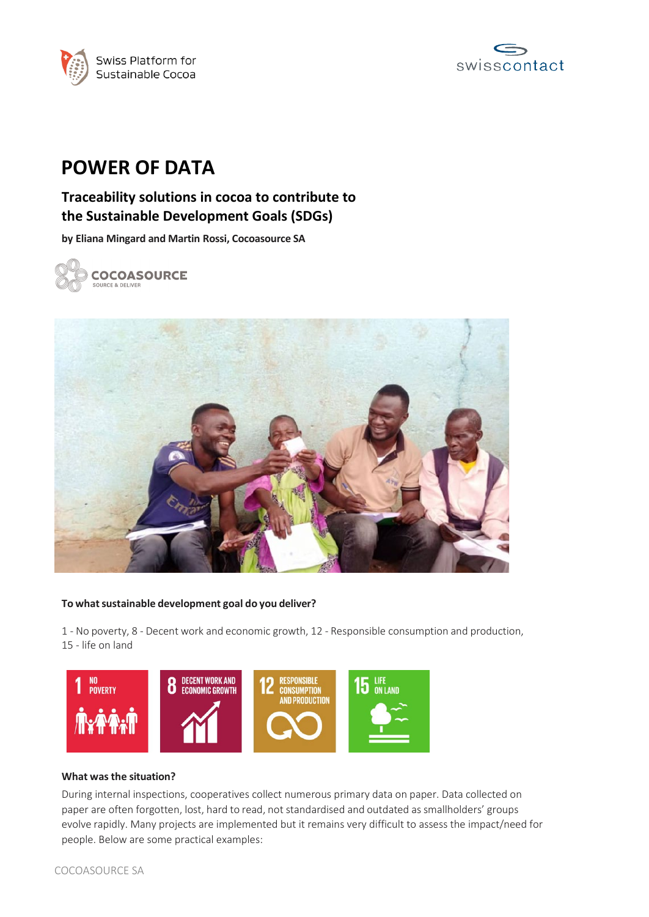Swiss Platform for Sustainable Cocoa

swisscontact

# POWER OF DATA

## Traceability solutions in cocoa to contribute to the Sustainable Development Goals (SDGs)

**by Eliana Mingard and Martin Rossi, Cocoasource SA**

COCOASOURCE
SOURCE & DELIVER

**To what sustainable development goal do you deliver?**

1 - No poverty, 8 - Decent work and economic growth, 12 - Responsible consumption and production, 15 - life on land

1 NO POVERTY

8 DECENT WORK AND ECONOMIC GROWTH

12 RESPONSIBLE CONSUMPTION AND PRODUCTION

15 LIFE ON LAND

**What was the situation?**

During internal inspections, cooperatives collect numerous primary data on paper. Data collected on paper are often forgotten, lost, hard to read, not standardised and outdated as smallholders' groups evolve rapidly. Many projects are implemented but it remains very difficult to assess the impact/need for people. Below are some practical examples: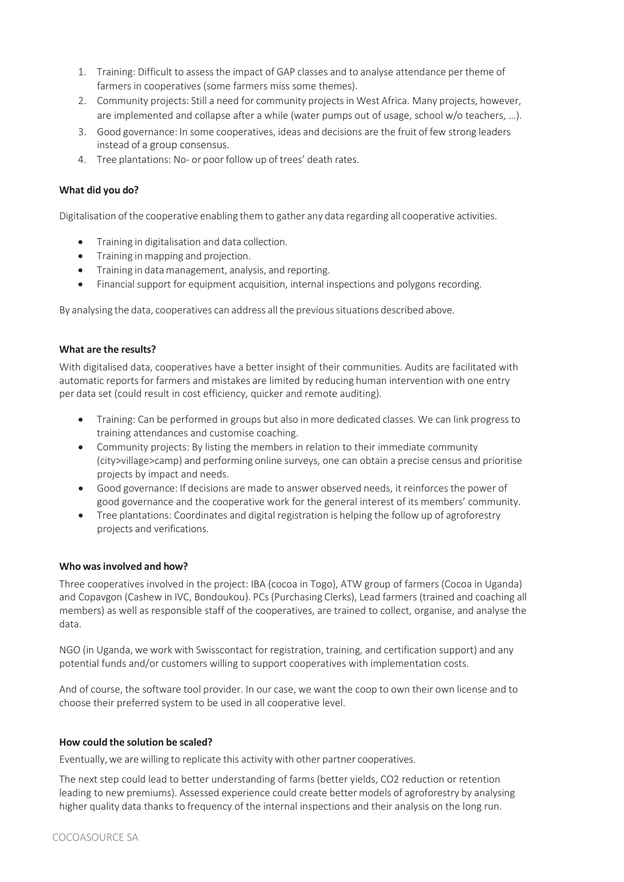1. Training: Difficult to assess the impact of GAP classes and to analyse attendance per theme of farmers in cooperatives (some farmers miss some themes).
2. Community projects: Still a need for community projects in West Africa. Many projects, however, are implemented and collapse after a while (water pumps out of usage, school w/o teachers, …).
3. Good governance: In some cooperatives, ideas and decisions are the fruit of few strong leaders instead of a group consensus.
4. Tree plantations: No- or poor follow up of trees' death rates.

**What did you do?**

Digitalisation of the cooperative enabling them to gather any data regarding all cooperative activities.

- Training in digitalisation and data collection.
- Training in mapping and projection.
- Training in data management, analysis, and reporting.
- Financial support for equipment acquisition, internal inspections and polygons recording.

By analysing the data, cooperatives can address all the previous situations described above.

**What are the results?**

With digitalised data, cooperatives have a better insight of their communities. Audits are facilitated with automatic reports for farmers and mistakes are limited by reducing human intervention with one entry per data set (could result in cost efficiency, quicker and remote auditing).

- Training: Can be performed in groups but also in more dedicated classes. We can link progress to training attendances and customise coaching.
- Community projects: By listing the members in relation to their immediate community (city>village>camp) and performing online surveys, one can obtain a precise census and prioritise projects by impact and needs.
- Good governance: If decisions are made to answer observed needs, it reinforces the power of good governance and the cooperative work for the general interest of its members' community.
- Tree plantations: Coordinates and digital registration is helping the follow up of agroforestry projects and verifications.

**Who was involved and how?**

Three cooperatives involved in the project: IBA (cocoa in Togo), ATW group of farmers (Cocoa in Uganda) and Copavgon (Cashew in IVC, Bondoukou). PCs (Purchasing Clerks), Lead farmers (trained and coaching all members) as well as responsible staff of the cooperatives, are trained to collect, organise, and analyse the data.

NGO (in Uganda, we work with Swisscontact for registration, training, and certification support) and any potential funds and/or customers willing to support cooperatives with implementation costs.

And of course, the software tool provider. In our case, we want the coop to own their own license and to choose their preferred system to be used in all cooperative level.

**How could the solution be scaled?**

Eventually, we are willing to replicate this activity with other partner cooperatives.

The next step could lead to better understanding of farms (better yields, CO2 reduction or retention leading to new premiums). Assessed experience could create better models of agroforestry by analysing higher quality data thanks to frequency of the internal inspections and their analysis on the long run.